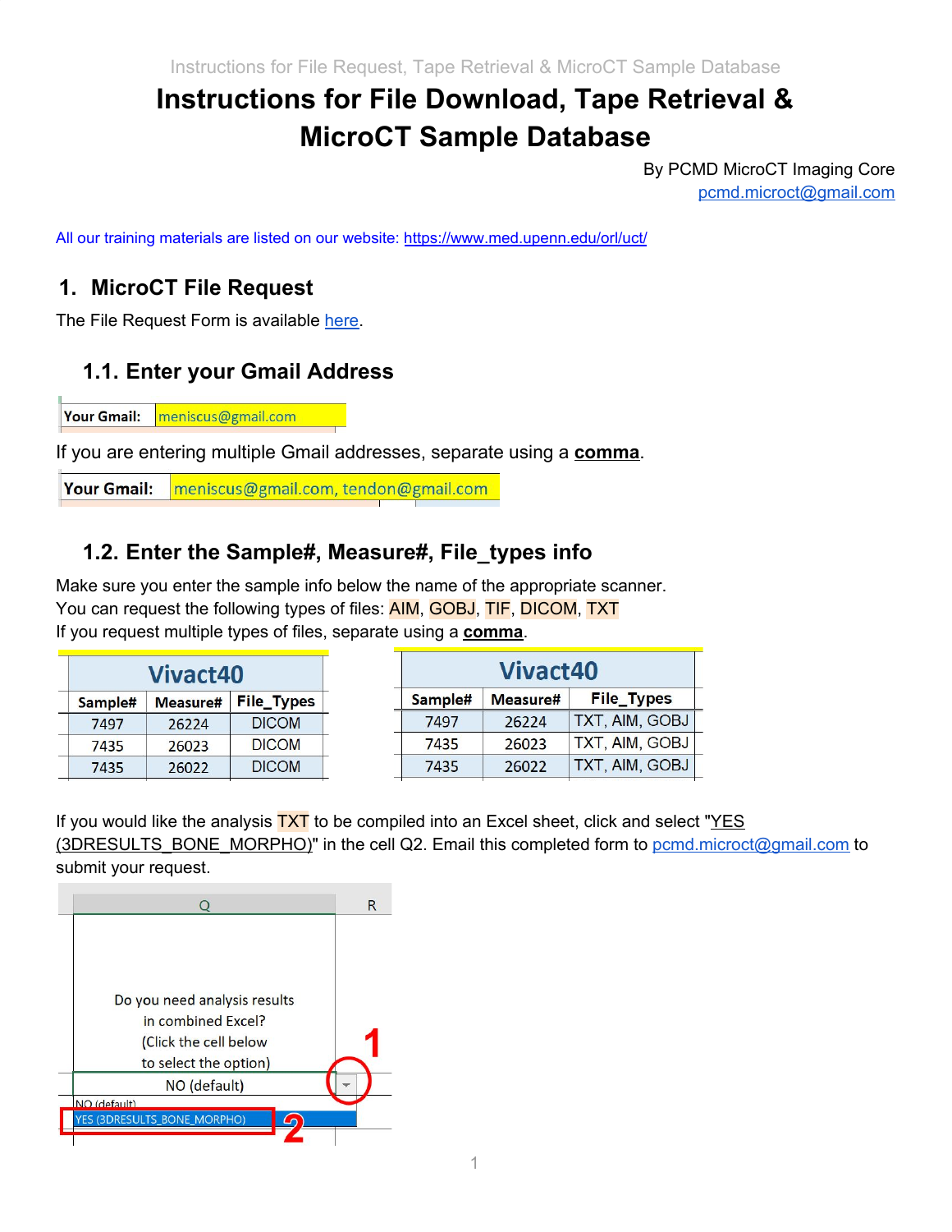# Instructions for File Download, Tape Retrieval & MicroCT Sample Database

By PCMD MicroCT Imaging Core
pcmd.microct@gmail.com

All our training materials are listed on our website: https://www.med.upenn.edu/orl/uct/

## 1. MicroCT File Request

The File Request Form is available here.

### 1.1. Enter your Gmail Address

| Your Gmail: | meniscus@gmail.com |
|---|---|

If you are entering multiple Gmail addresses, separate using a **comma**.

| Your Gmail: | meniscus@gmail.com, tendon@gmail.com |
|---|---|

### 1.2. Enter the Sample#, Measure#, File_types info

Make sure you enter the sample info below the name of the appropriate scanner.
You can request the following types of files: AIM, GOBJ, TIF, DICOM, TXT
If you request multiple types of files, separate using a **comma**.

| Vivact40 | | |
|---|---|---|
| Sample# | Measure# | File_Types |
| 7497 | 26224 | DICOM |
| 7435 | 26023 | DICOM |
| 7435 | 26022 | DICOM |

| Vivact40 | | |
|---|---|---|
| Sample# | Measure# | File_Types |
| 7497 | 26224 | TXT, AIM, GOBJ |
| 7435 | 26023 | TXT, AIM, GOBJ |
| 7435 | 26022 | TXT, AIM, GOBJ |

If you would like the analysis TXT to be compiled into an Excel sheet, click and select "YES (3DRESULTS_BONE_MORPHO)" in the cell Q2. Email this completed form to pcmd.microct@gmail.com to submit your request.

| Q | R |
|---|---|
| Do you need analysis results in combined Excel? (Click the cell below to select the option) | |
| NO (default) | |
| NO (default) | |
| YES (3DRESULTS_BONE_MORPHO) | |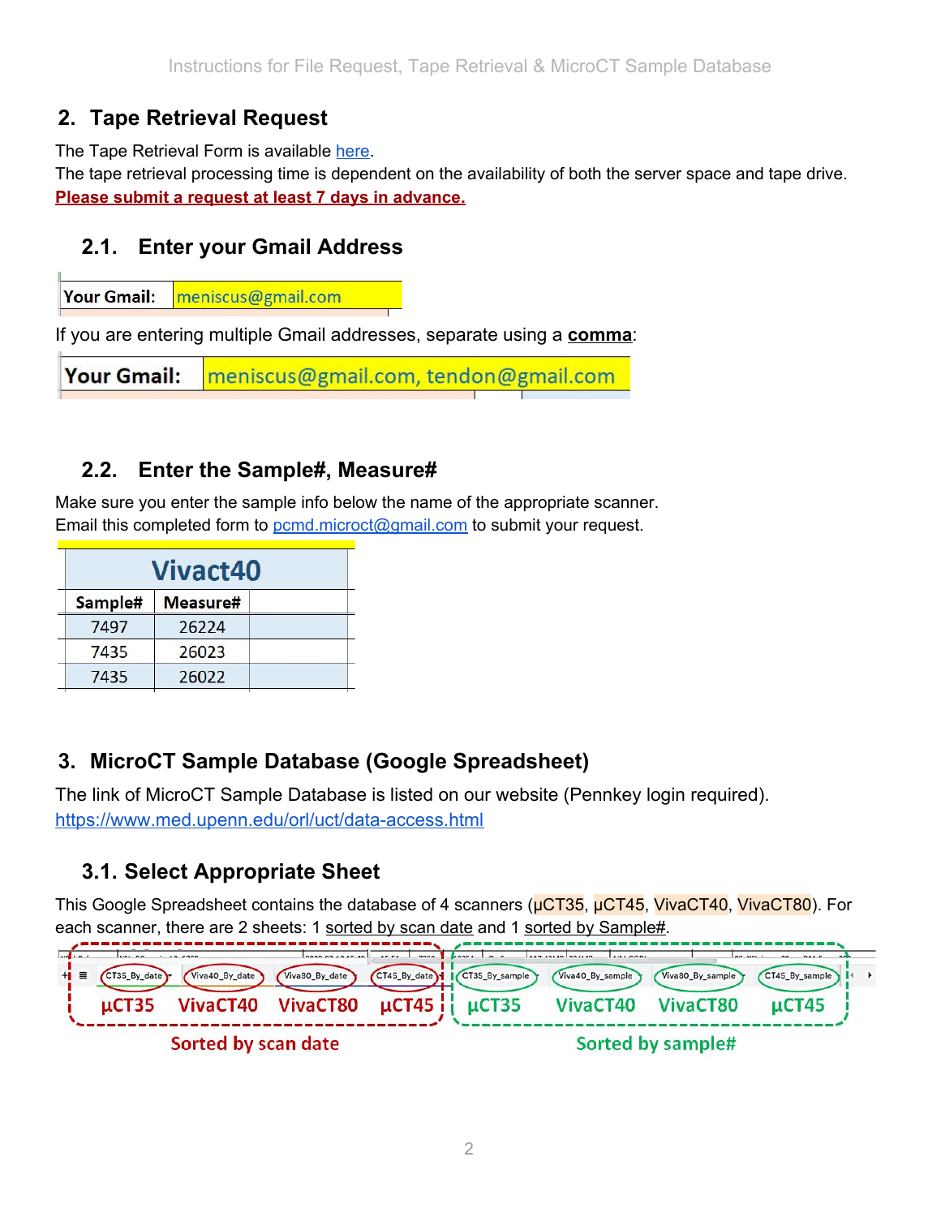## 2. Tape Retrieval Request

The Tape Retrieval Form is available here.
The tape retrieval processing time is dependent on the availability of both the server space and tape drive.
**Please submit a request at least 7 days in advance.**

### 2.1. Enter your Gmail Address

| Your Gmail: | meniscus@gmail.com |
|---|---|

If you are entering multiple Gmail addresses, separate using a **comma**:

| Your Gmail: | meniscus@gmail.com, tendon@gmail.com |
|---|---|

### 2.2. Enter the Sample#, Measure#

Make sure you enter the sample info below the name of the appropriate scanner.
Email this completed form to pcmd.microct@gmail.com to submit your request.

| Vivact40 | | |
|---|---|---|
| Sample# | Measure# | |
| 7497 | 26224 | |
| 7435 | 26023 | |
| 7435 | 26022 | |

## 3. MicroCT Sample Database (Google Spreadsheet)

The link of MicroCT Sample Database is listed on our website (Pennkey login required).
https://www.med.upenn.edu/orl/uct/data-access.html

### 3.1. Select Appropriate Sheet

This Google Spreadsheet contains the database of 4 scanners (μCT35, μCT45, VivaCT40, VivaCT80). For each scanner, there are 2 sheets: 1 sorted by scan date and 1 sorted by Sample#.

| CT35_By_date | Viva40_By_date | Viva80_By_date | CT45_By_date | CT35_By_sample | Viva40_By_sample | Viva80_By_sample | CT45_By_sample |
|---|---|---|---|---|---|---|---|
| μCT35 | VivaCT40 | VivaCT80 | μCT45 | μCT35 | VivaCT40 | VivaCT80 | μCT45 |
| Sorted by scan date | | | | Sorted by sample# | | | |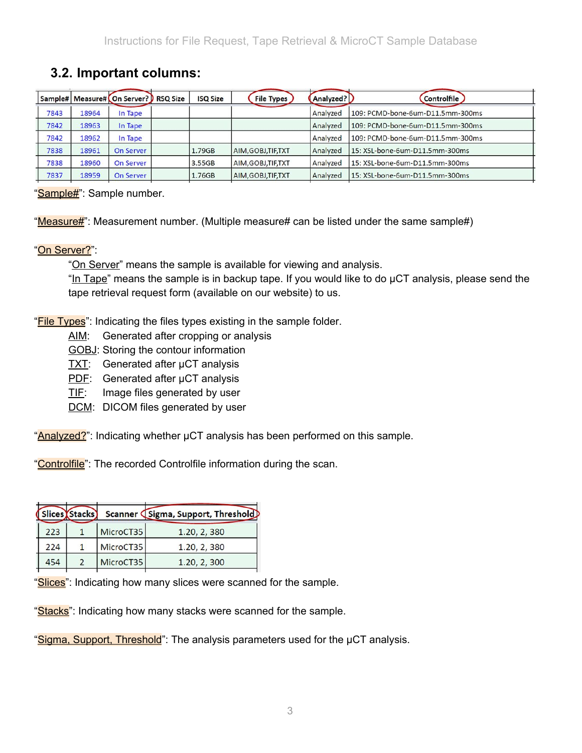## 3.2. Important columns:

| Sample# | Measure# | On Server? | RSQ Size | ISQ Size | File Types | Analyzed? | Controlfile |
|---|---|---|---|---|---|---|---|
| 7843 | 18964 | In Tape | | | | Analyzed | 109: PCMD-bone-6um-D11.5mm-300ms |
| 7842 | 18963 | In Tape | | | | Analyzed | 109: PCMD-bone-6um-D11.5mm-300ms |
| 7842 | 18962 | In Tape | | | | Analyzed | 109: PCMD-bone-6um-D11.5mm-300ms |
| 7838 | 18961 | On Server | | 1.79GB | AIM,GOBJ,TIF,TXT | Analyzed | 15: XSL-bone-6um-D11.5mm-300ms |
| 7838 | 18960 | On Server | | 3.55GB | AIM,GOBJ,TIF,TXT | Analyzed | 15: XSL-bone-6um-D11.5mm-300ms |
| 7837 | 18959 | On Server | | 1.76GB | AIM,GOBJ,TIF,TXT | Analyzed | 15: XSL-bone-6um-D11.5mm-300ms |

"Sample#": Sample number.

"Measure#": Measurement number. (Multiple measure# can be listed under the same sample#)

"On Server?":

"On Server" means the sample is available for viewing and analysis.
"In Tape" means the sample is in backup tape. If you would like to do µCT analysis, please send the tape retrieval request form (available on our website) to us.

"File Types": Indicating the files types existing in the sample folder.

- AIM: Generated after cropping or analysis
- GOBJ: Storing the contour information
- TXT: Generated after µCT analysis
- PDF: Generated after µCT analysis
- TIF: Image files generated by user
- DCM: DICOM files generated by user

"Analyzed?": Indicating whether µCT analysis has been performed on this sample.

"Controlfile": The recorded Controlfile information during the scan.

| Slices | Stacks | Scanner | Sigma, Support, Threshold |
|---|---|---|---|
| 223 | 1 | MicroCT35 | 1.20, 2, 380 |
| 224 | 1 | MicroCT35 | 1.20, 2, 380 |
| 454 | 2 | MicroCT35 | 1.20, 2, 300 |

"Slices": Indicating how many slices were scanned for the sample.

"Stacks": Indicating how many stacks were scanned for the sample.

"Sigma, Support, Threshold": The analysis parameters used for the µCT analysis.